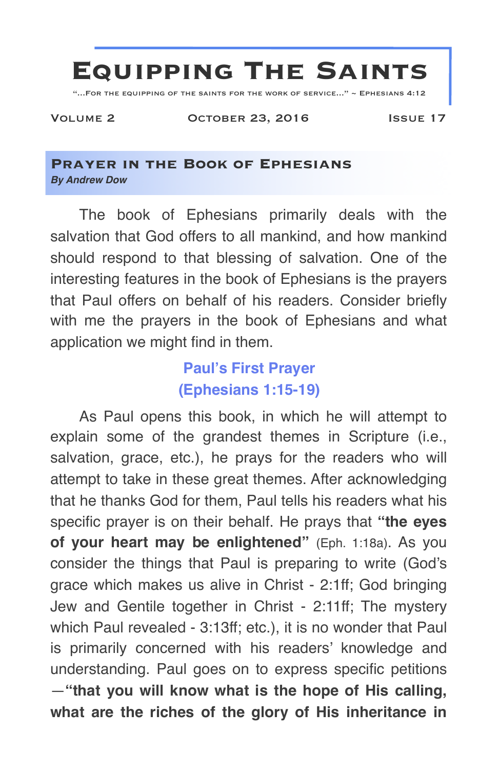# Equipping The Saints

"...For the equipping of the saints for the work of service..." ~ Ephesians 4:12

Volume 2 — October 23, 2016 — Issue 17

## Prayer in the Book of Ephesians

***By Andrew Dow***

The book of Ephesians primarily deals with the salvation that God offers to all mankind, and how mankind should respond to that blessing of salvation. One of the interesting features in the book of Ephesians is the prayers that Paul offers on behalf of his readers. Consider briefly with me the prayers in the book of Ephesians and what application we might find in them.

### Paul's First Prayer (Ephesians 1:15-19)

As Paul opens this book, in which he will attempt to explain some of the grandest themes in Scripture (i.e., salvation, grace, etc.), he prays for the readers who will attempt to take in these great themes. After acknowledging that he thanks God for them, Paul tells his readers what his specific prayer is on their behalf. He prays that **"the eyes of your heart may be enlightened"** (Eph. 1:18a). As you consider the things that Paul is preparing to write (God's grace which makes us alive in Christ - 2:1ff; God bringing Jew and Gentile together in Christ - 2:11ff; The mystery which Paul revealed - 3:13ff; etc.), it is no wonder that Paul is primarily concerned with his readers' knowledge and understanding. Paul goes on to express specific petitions —**"that you will know what is the hope of His calling, what are the riches of the glory of His inheritance in**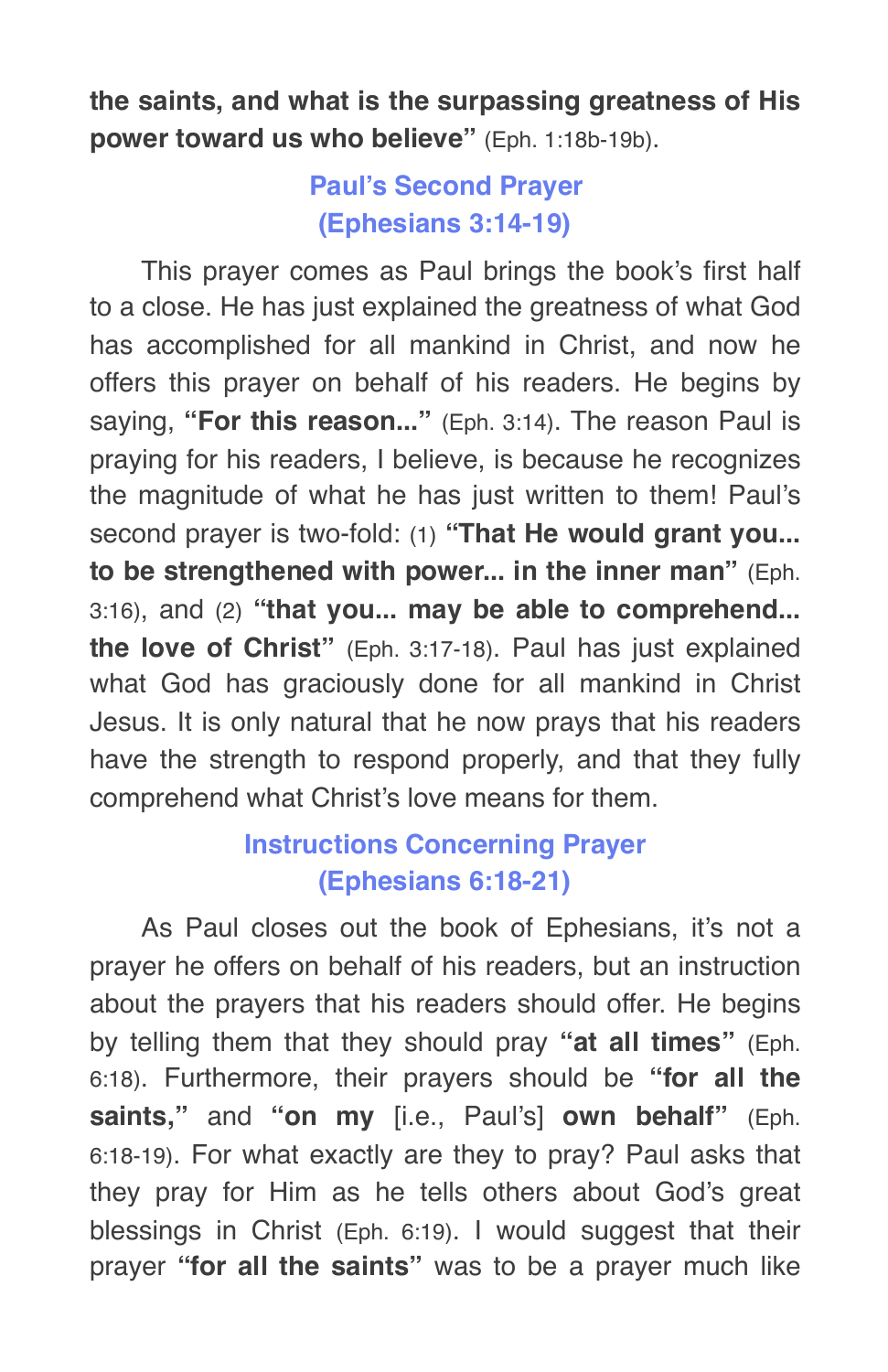**the saints, and what is the surpassing greatness of His power toward us who believe"** (Eph. 1:18b-19b).

## Paul's Second Prayer (Ephesians 3:14-19)

This prayer comes as Paul brings the book's first half to a close. He has just explained the greatness of what God has accomplished for all mankind in Christ, and now he offers this prayer on behalf of his readers. He begins by saying, **"For this reason..."** (Eph. 3:14). The reason Paul is praying for his readers, I believe, is because he recognizes the magnitude of what he has just written to them! Paul's second prayer is two-fold: (1) **"That He would grant you... to be strengthened with power... in the inner man"** (Eph. 3:16), and (2) **"that you... may be able to comprehend... the love of Christ"** (Eph. 3:17-18). Paul has just explained what God has graciously done for all mankind in Christ Jesus. It is only natural that he now prays that his readers have the strength to respond properly, and that they fully comprehend what Christ's love means for them.

## Instructions Concerning Prayer (Ephesians 6:18-21)

As Paul closes out the book of Ephesians, it's not a prayer he offers on behalf of his readers, but an instruction about the prayers that his readers should offer. He begins by telling them that they should pray **"at all times"** (Eph. 6:18). Furthermore, their prayers should be **"for all the saints,"** and **"on my** [i.e., Paul's] **own behalf"** (Eph. 6:18-19). For what exactly are they to pray? Paul asks that they pray for Him as he tells others about God's great blessings in Christ (Eph. 6:19). I would suggest that their prayer **"for all the saints"** was to be a prayer much like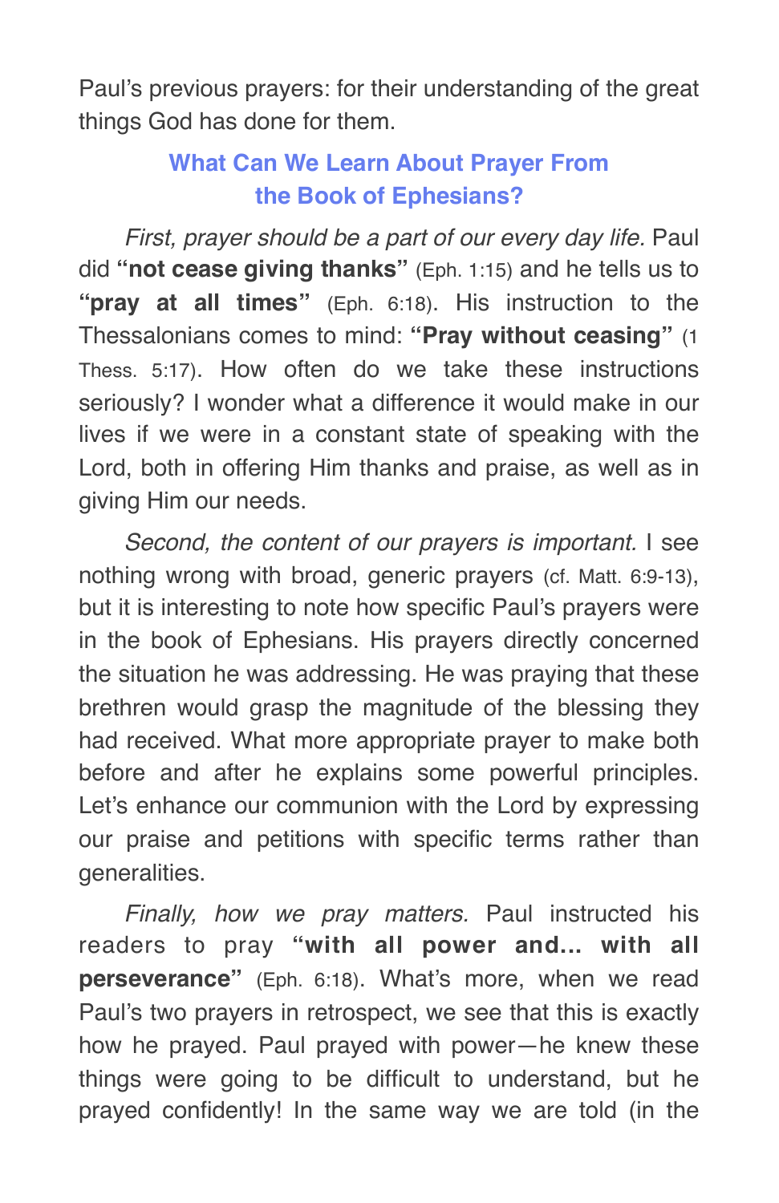Paul's previous prayers: for their understanding of the great things God has done for them.

### What Can We Learn About Prayer From the Book of Ephesians?

*First, prayer should be a part of our every day life.* Paul did **"not cease giving thanks"** (Eph. 1:15) and he tells us to **"pray at all times"** (Eph. 6:18). His instruction to the Thessalonians comes to mind: **"Pray without ceasing"** (1 Thess. 5:17). How often do we take these instructions seriously? I wonder what a difference it would make in our lives if we were in a constant state of speaking with the Lord, both in offering Him thanks and praise, as well as in giving Him our needs.

*Second, the content of our prayers is important.* I see nothing wrong with broad, generic prayers (cf. Matt. 6:9-13), but it is interesting to note how specific Paul's prayers were in the book of Ephesians. His prayers directly concerned the situation he was addressing. He was praying that these brethren would grasp the magnitude of the blessing they had received. What more appropriate prayer to make both before and after he explains some powerful principles. Let's enhance our communion with the Lord by expressing our praise and petitions with specific terms rather than generalities.

*Finally, how we pray matters.* Paul instructed his readers to pray **"with all power and... with all perseverance"** (Eph. 6:18). What's more, when we read Paul's two prayers in retrospect, we see that this is exactly how he prayed. Paul prayed with power—he knew these things were going to be difficult to understand, but he prayed confidently! In the same way we are told (in the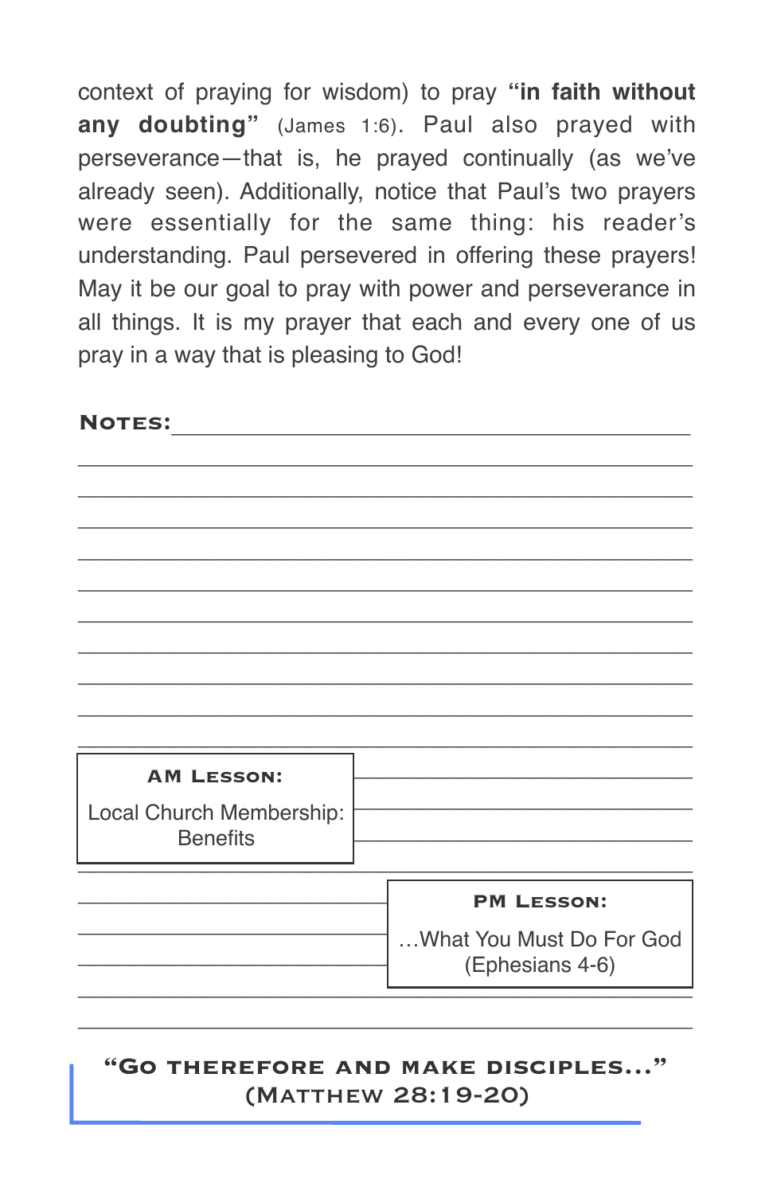context of praying for wisdom) to pray **"in faith without any doubting"** (James 1:6). Paul also prayed with perseverance—that is, he prayed continually (as we've already seen). Additionally, notice that Paul's two prayers were essentially for the same thing: his reader's understanding. Paul persevered in offering these prayers! May it be our goal to pray with power and perseverance in all things. It is my prayer that each and every one of us pray in a way that is pleasing to God!

**NOTES:**

**AM LESSON:**

Local Church Membership: Benefits

**PM LESSON:**

…What You Must Do For God (Ephesians 4-6)

**"GO THEREFORE AND MAKE DISCIPLES…" (MATTHEW 28:19-20)**